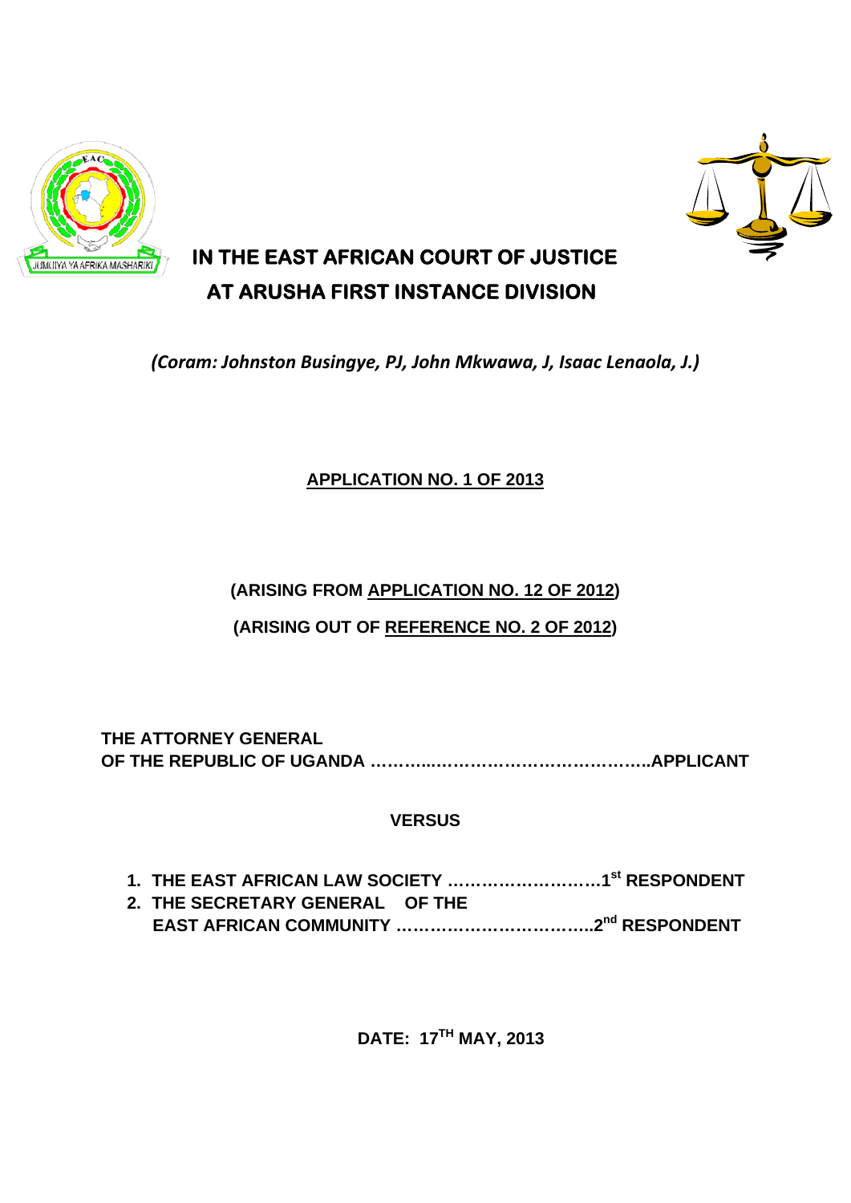# IN THE EAST AFRICAN COURT OF JUSTICE AT ARUSHA FIRST INSTANCE DIVISION

*(Coram: Johnston Busingye, PJ, John Mkwawa, J, Isaac Lenaola, J.)*

**APPLICATION NO. 1 OF 2013**

**(ARISING FROM APPLICATION NO. 12 OF 2012)**

**(ARISING OUT OF REFERENCE NO. 2 OF 2012)**

**THE ATTORNEY GENERAL OF THE REPUBLIC OF UGANDA ………...……………………………………..APPLICANT**

**VERSUS**

1. **THE EAST AFRICAN LAW SOCIETY ……………………….1st RESPONDENT**
2. **THE SECRETARY GENERAL OF THE EAST AFRICAN COMMUNITY ……………………………..2nd RESPONDENT**

**DATE: 17TH MAY, 2013**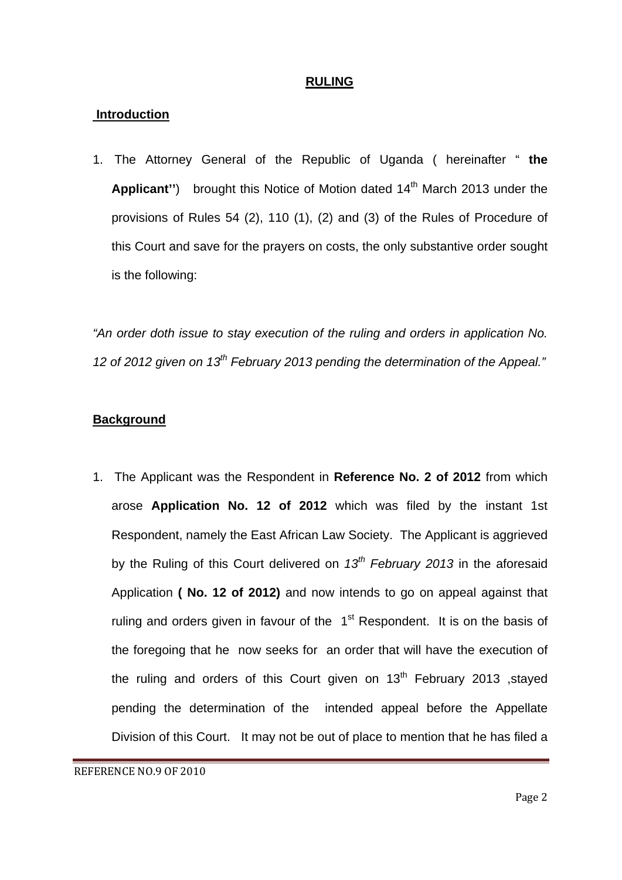## RULING

### Introduction

1. The Attorney General of the Republic of Uganda ( hereinafter " **the Applicant''**) brought this Notice of Motion dated 14th March 2013 under the provisions of Rules 54 (2), 110 (1), (2) and (3) of the Rules of Procedure of this Court and save for the prayers on costs, the only substantive order sought is the following:

*"An order doth issue to stay execution of the ruling and orders in application No. 12 of 2012 given on 13th February 2013 pending the determination of the Appeal."*

### Background

1. The Applicant was the Respondent in **Reference No. 2 of 2012** from which arose **Application No. 12 of 2012** which was filed by the instant 1st Respondent, namely the East African Law Society. The Applicant is aggrieved by the Ruling of this Court delivered on *13th February 2013* in the aforesaid Application **( No. 12 of 2012)** and now intends to go on appeal against that ruling and orders given in favour of the 1st Respondent. It is on the basis of the foregoing that he now seeks for an order that will have the execution of the ruling and orders of this Court given on 13th February 2013 ,stayed pending the determination of the intended appeal before the Appellate Division of this Court. It may not be out of place to mention that he has filed a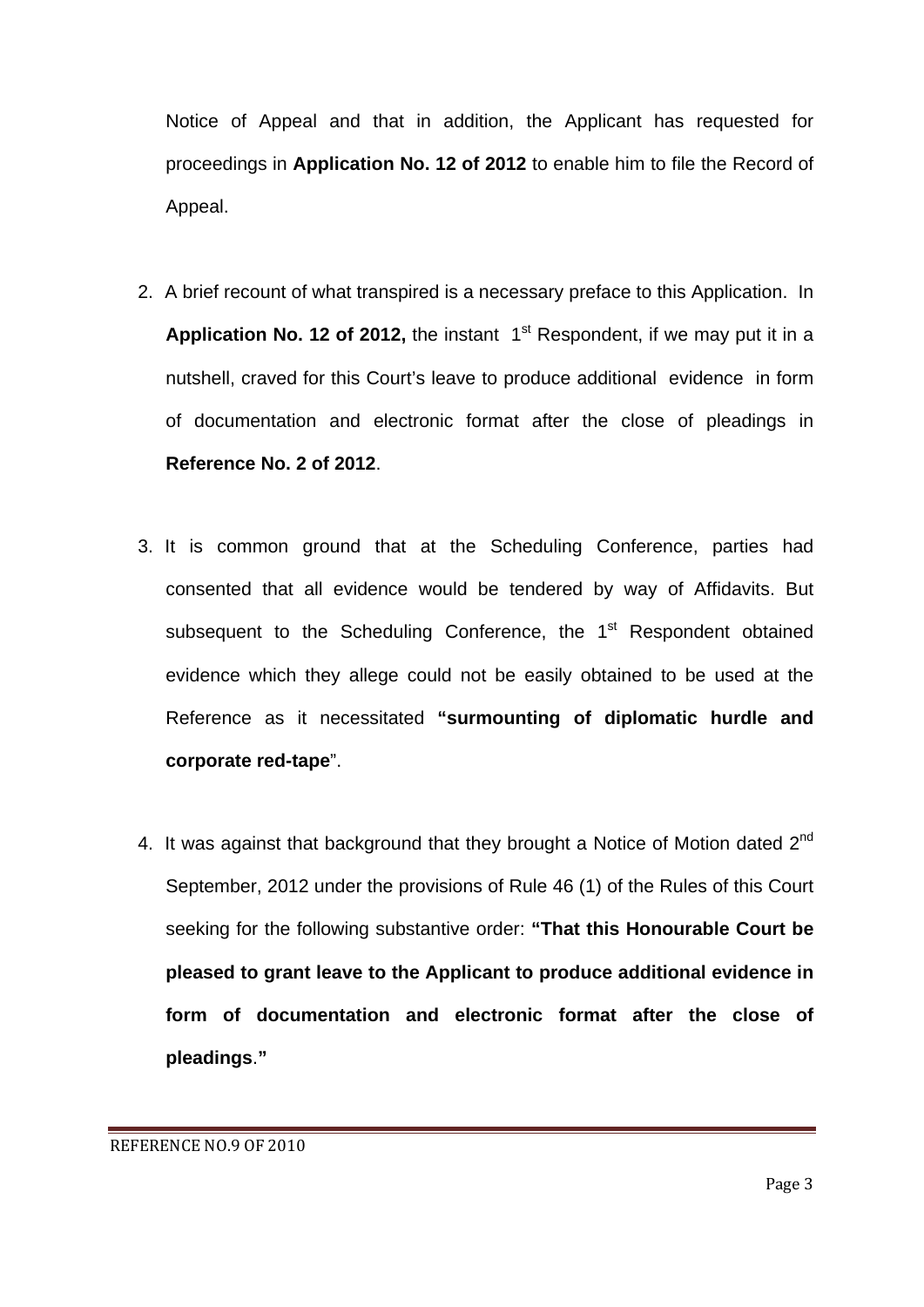Notice of Appeal and that in addition, the Applicant has requested for proceedings in **Application No. 12 of 2012** to enable him to file the Record of Appeal.

2. A brief recount of what transpired is a necessary preface to this Application. In **Application No. 12 of 2012,** the instant 1st Respondent, if we may put it in a nutshell, craved for this Court's leave to produce additional evidence in form of documentation and electronic format after the close of pleadings in **Reference No. 2 of 2012**.

3. It is common ground that at the Scheduling Conference, parties had consented that all evidence would be tendered by way of Affidavits. But subsequent to the Scheduling Conference, the 1st Respondent obtained evidence which they allege could not be easily obtained to be used at the Reference as it necessitated **"surmounting of diplomatic hurdle and corporate red-tape**".

4. It was against that background that they brought a Notice of Motion dated 2nd September, 2012 under the provisions of Rule 46 (1) of the Rules of this Court seeking for the following substantive order: **"That this Honourable Court be pleased to grant leave to the Applicant to produce additional evidence in form of documentation and electronic format after the close of pleadings."**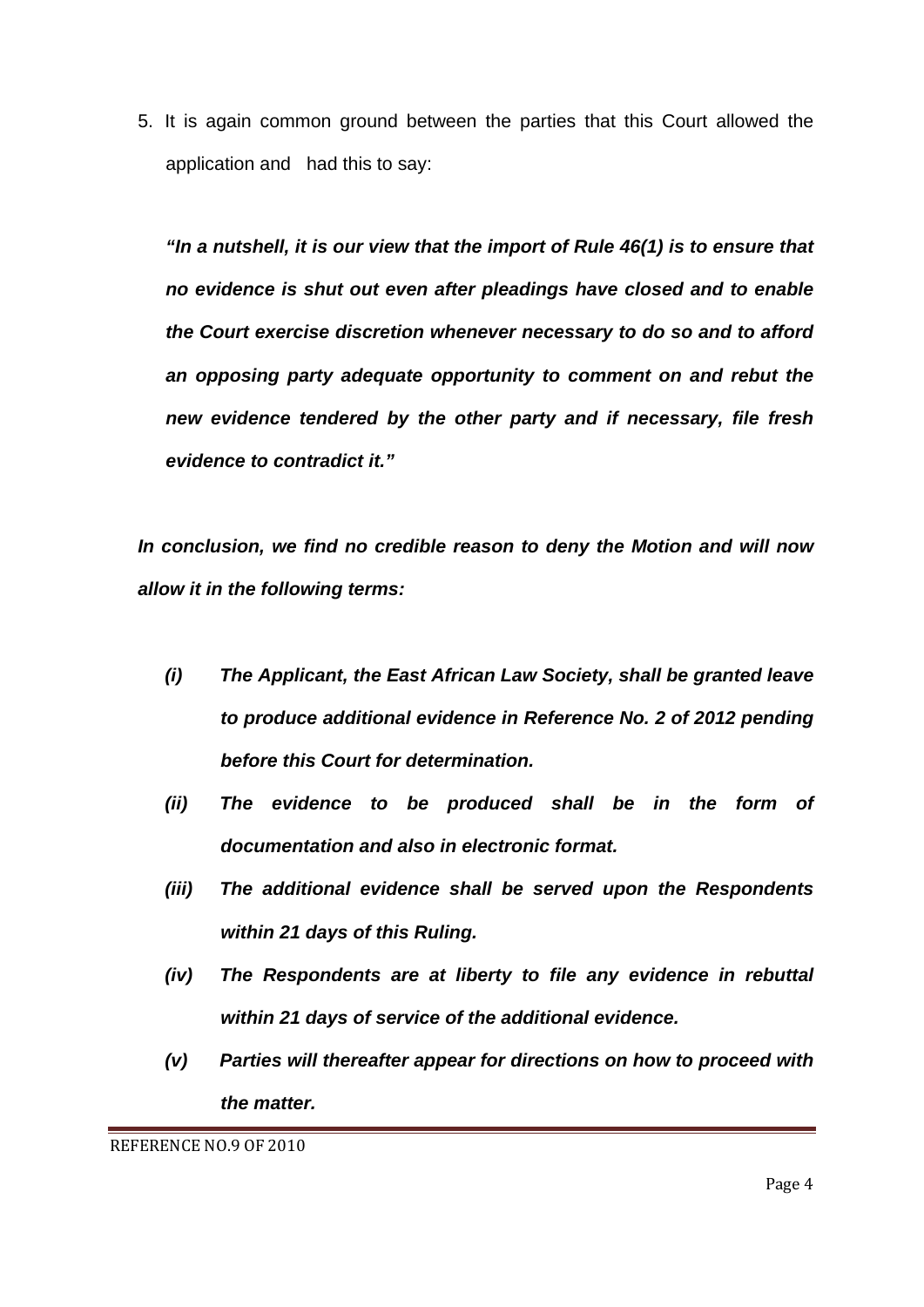5. It is again common ground between the parties that this Court allowed the application and had this to say:

> ***"In a nutshell, it is our view that the import of Rule 46(1) is to ensure that no evidence is shut out even after pleadings have closed and to enable the Court exercise discretion whenever necessary to do so and to afford an opposing party adequate opportunity to comment on and rebut the new evidence tendered by the other party and if necessary, file fresh evidence to contradict it."***

***In conclusion, we find no credible reason to deny the Motion and will now allow it in the following terms:***

- ***(i) The Applicant, the East African Law Society, shall be granted leave to produce additional evidence in Reference No. 2 of 2012 pending before this Court for determination.***
- ***(ii) The evidence to be produced shall be in the form of documentation and also in electronic format.***
- ***(iii) The additional evidence shall be served upon the Respondents within 21 days of this Ruling.***
- ***(iv) The Respondents are at liberty to file any evidence in rebuttal within 21 days of service of the additional evidence.***
- ***(v) Parties will thereafter appear for directions on how to proceed with the matter.***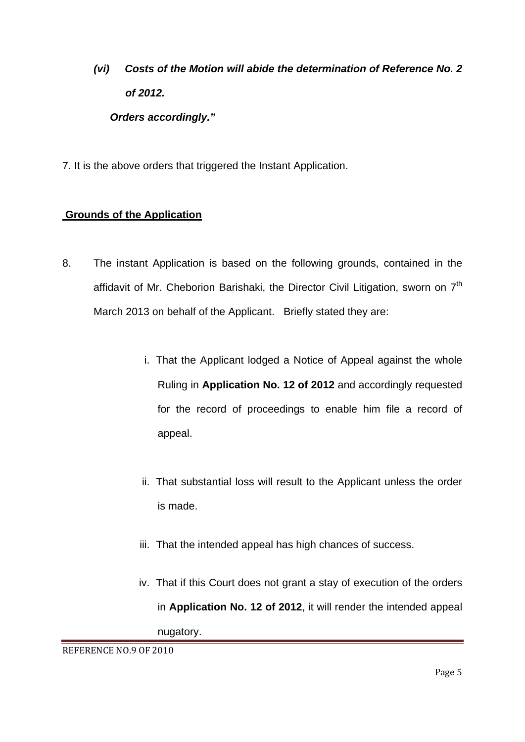*(vi) **Costs of the Motion will abide the determination of Reference No. 2 of 2012.***

***Orders accordingly."***

7. It is the above orders that triggered the Instant Application.

## **Grounds of the Application**

8. The instant Application is based on the following grounds, contained in the affidavit of Mr. Cheborion Barishaki, the Director Civil Litigation, sworn on 7th March 2013 on behalf of the Applicant. Briefly stated they are:

   i. That the Applicant lodged a Notice of Appeal against the whole Ruling in **Application No. 12 of 2012** and accordingly requested for the record of proceedings to enable him file a record of appeal.

   ii. That substantial loss will result to the Applicant unless the order is made.

   iii. That the intended appeal has high chances of success.

   iv. That if this Court does not grant a stay of execution of the orders in **Application No. 12 of 2012**, it will render the intended appeal nugatory.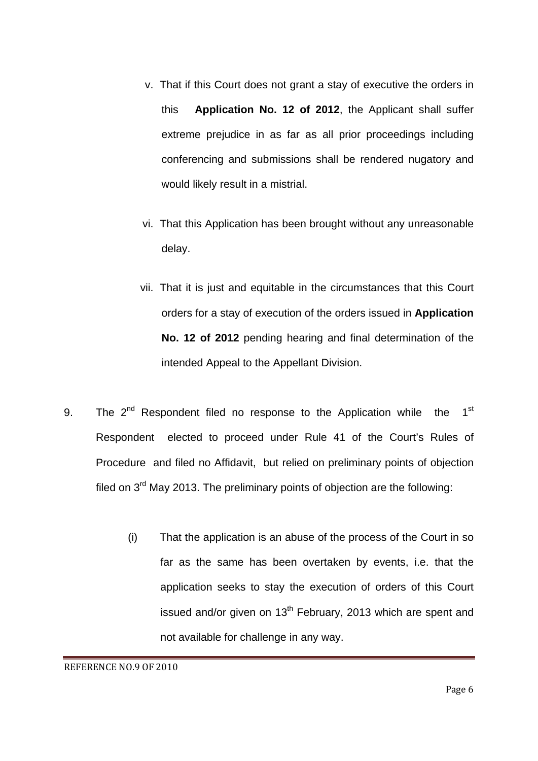v. That if this Court does not grant a stay of executive the orders in this **Application No. 12 of 2012**, the Applicant shall suffer extreme prejudice in as far as all prior proceedings including conferencing and submissions shall be rendered nugatory and would likely result in a mistrial.

vi. That this Application has been brought without any unreasonable delay.

vii. That it is just and equitable in the circumstances that this Court orders for a stay of execution of the orders issued in **Application No. 12 of 2012** pending hearing and final determination of the intended Appeal to the Appellant Division.

9. The 2nd Respondent filed no response to the Application while the 1st Respondent elected to proceed under Rule 41 of the Court's Rules of Procedure and filed no Affidavit, but relied on preliminary points of objection filed on 3rd May 2013. The preliminary points of objection are the following:

   (i) That the application is an abuse of the process of the Court in so far as the same has been overtaken by events, i.e. that the application seeks to stay the execution of orders of this Court issued and/or given on 13th February, 2013 which are spent and not available for challenge in any way.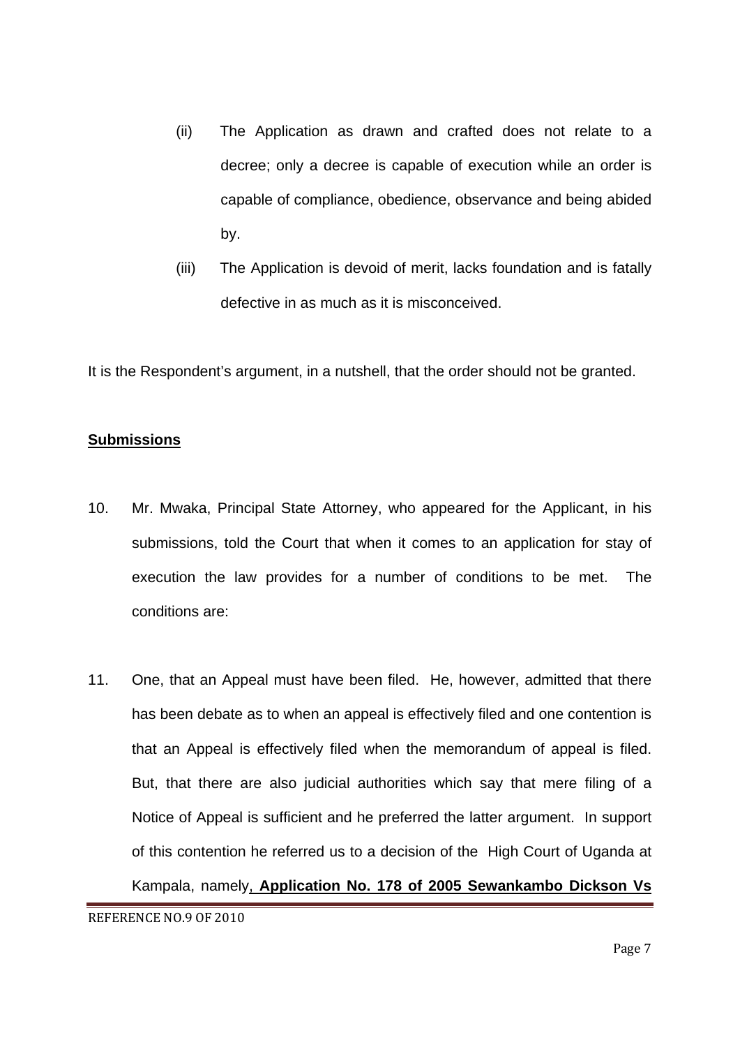(ii) The Application as drawn and crafted does not relate to a decree; only a decree is capable of execution while an order is capable of compliance, obedience, observance and being abided by.

(iii) The Application is devoid of merit, lacks foundation and is fatally defective in as much as it is misconceived.

It is the Respondent's argument, in a nutshell, that the order should not be granted.

**<u>Submissions</u>**

10. Mr. Mwaka, Principal State Attorney, who appeared for the Applicant, in his submissions, told the Court that when it comes to an application for stay of execution the law provides for a number of conditions to be met. The conditions are:

11. One, that an Appeal must have been filed. He, however, admitted that there has been debate as to when an appeal is effectively filed and one contention is that an Appeal is effectively filed when the memorandum of appeal is filed. But, that there are also judicial authorities which say that mere filing of a Notice of Appeal is sufficient and he preferred the latter argument. In support of this contention he referred us to a decision of the High Court of Uganda at Kampala, namely, **<u>Application No. 178 of 2005 Sewankambo Dickson Vs</u>**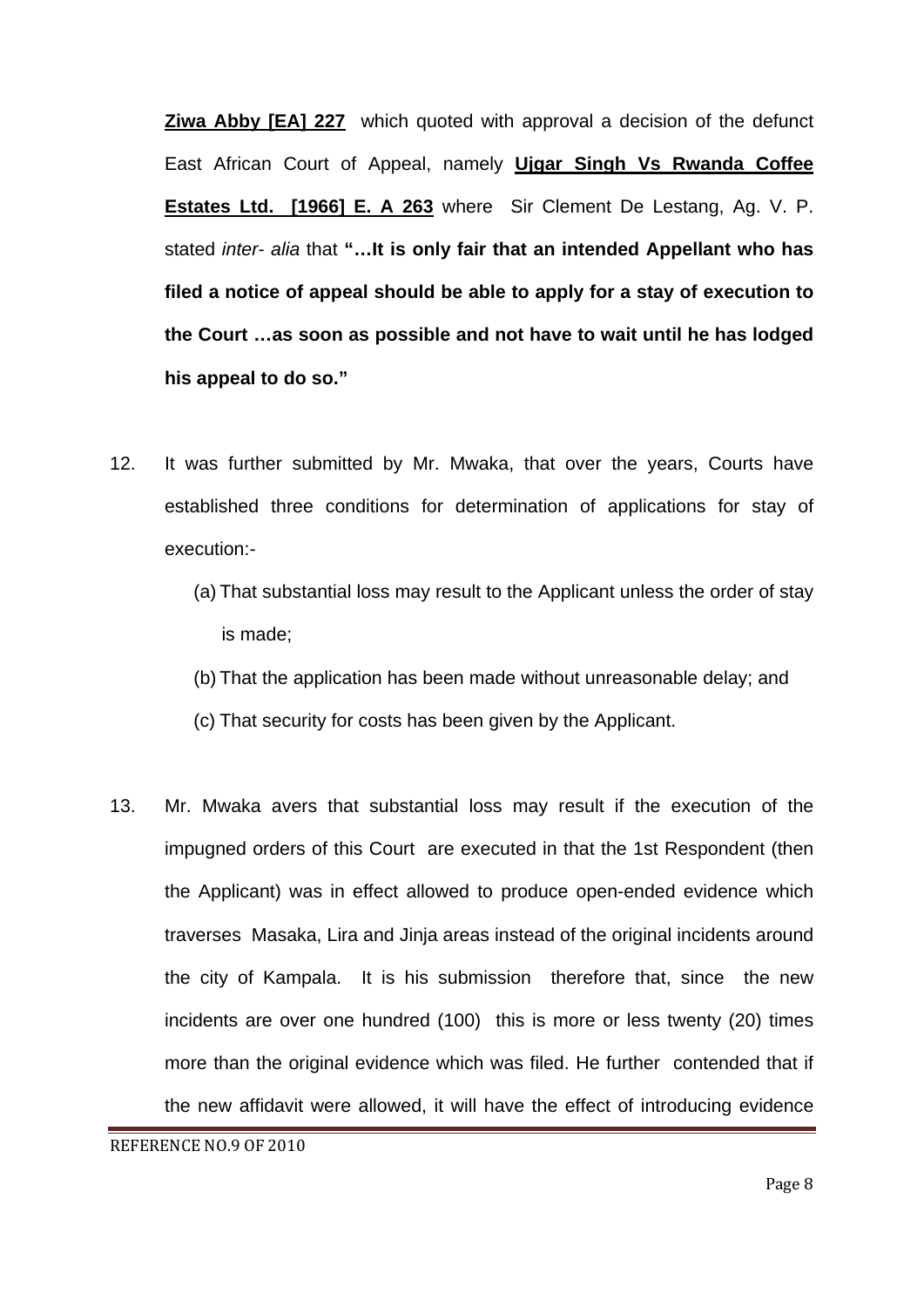**Ziwa Abby [EA] 227** which quoted with approval a decision of the defunct East African Court of Appeal, namely **Ujgar Singh Vs Rwanda Coffee Estates Ltd. [1966] E. A 263** where Sir Clement De Lestang, Ag. V. P. stated *inter- alia* that **"…It is only fair that an intended Appellant who has filed a notice of appeal should be able to apply for a stay of execution to the Court …as soon as possible and not have to wait until he has lodged his appeal to do so."**

12. It was further submitted by Mr. Mwaka, that over the years, Courts have established three conditions for determination of applications for stay of execution:-

    (a) That substantial loss may result to the Applicant unless the order of stay is made;

    (b) That the application has been made without unreasonable delay; and

    (c) That security for costs has been given by the Applicant.

13. Mr. Mwaka avers that substantial loss may result if the execution of the impugned orders of this Court are executed in that the 1st Respondent (then the Applicant) was in effect allowed to produce open-ended evidence which traverses Masaka, Lira and Jinja areas instead of the original incidents around the city of Kampala. It is his submission therefore that, since the new incidents are over one hundred (100) this is more or less twenty (20) times more than the original evidence which was filed. He further contended that if the new affidavit were allowed, it will have the effect of introducing evidence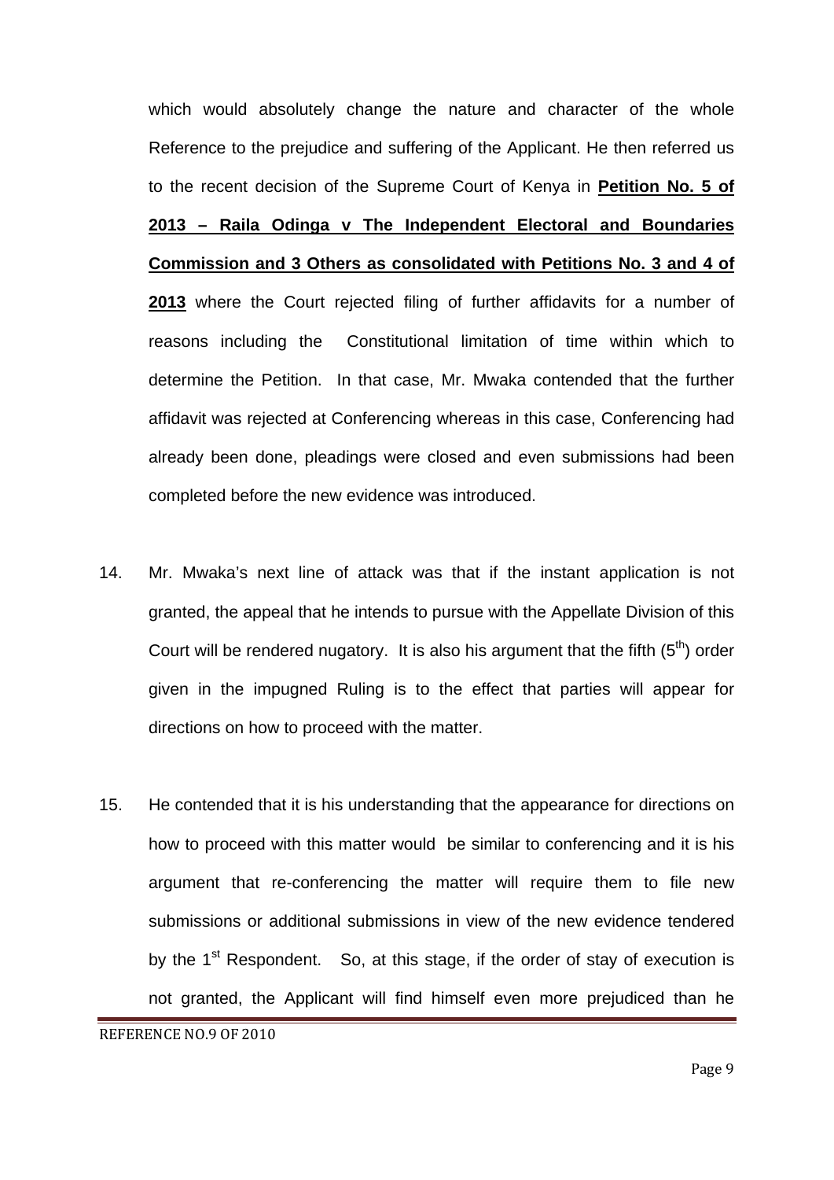which would absolutely change the nature and character of the whole Reference to the prejudice and suffering of the Applicant. He then referred us to the recent decision of the Supreme Court of Kenya in **Petition No. 5 of 2013 – Raila Odinga v The Independent Electoral and Boundaries Commission and 3 Others as consolidated with Petitions No. 3 and 4 of 2013** where the Court rejected filing of further affidavits for a number of reasons including the Constitutional limitation of time within which to determine the Petition. In that case, Mr. Mwaka contended that the further affidavit was rejected at Conferencing whereas in this case, Conferencing had already been done, pleadings were closed and even submissions had been completed before the new evidence was introduced.

14. Mr. Mwaka's next line of attack was that if the instant application is not granted, the appeal that he intends to pursue with the Appellate Division of this Court will be rendered nugatory. It is also his argument that the fifth (5th) order given in the impugned Ruling is to the effect that parties will appear for directions on how to proceed with the matter.

15. He contended that it is his understanding that the appearance for directions on how to proceed with this matter would be similar to conferencing and it is his argument that re-conferencing the matter will require them to file new submissions or additional submissions in view of the new evidence tendered by the 1st Respondent. So, at this stage, if the order of stay of execution is not granted, the Applicant will find himself even more prejudiced than he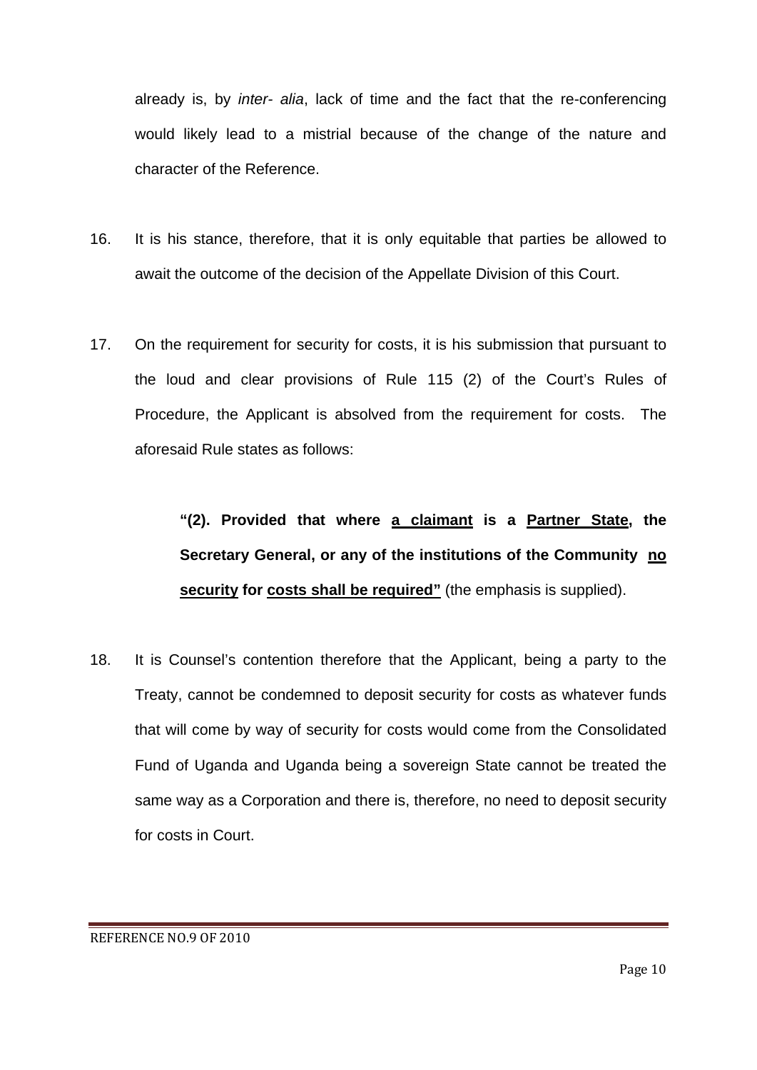already is, by *inter- alia*, lack of time and the fact that the re-conferencing would likely lead to a mistrial because of the change of the nature and character of the Reference.

16. It is his stance, therefore, that it is only equitable that parties be allowed to await the outcome of the decision of the Appellate Division of this Court.

17. On the requirement for security for costs, it is his submission that pursuant to the loud and clear provisions of Rule 115 (2) of the Court's Rules of Procedure, the Applicant is absolved from the requirement for costs. The aforesaid Rule states as follows:

> **"(2). Provided that where <u>a claimant</u> is a <u>Partner State</u>, the Secretary General, or any of the institutions of the Community <u>no security</u> for <u>costs shall be required"</u>** (the emphasis is supplied).

18. It is Counsel's contention therefore that the Applicant, being a party to the Treaty, cannot be condemned to deposit security for costs as whatever funds that will come by way of security for costs would come from the Consolidated Fund of Uganda and Uganda being a sovereign State cannot be treated the same way as a Corporation and there is, therefore, no need to deposit security for costs in Court.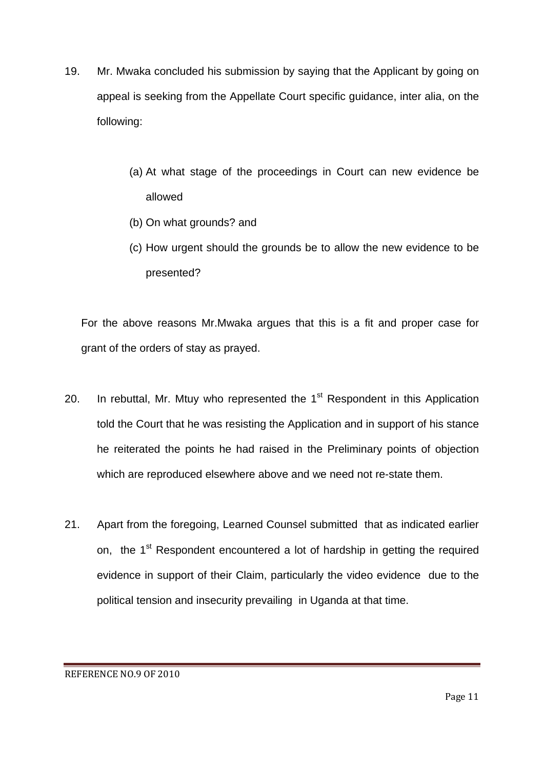19. Mr. Mwaka concluded his submission by saying that the Applicant by going on appeal is seeking from the Appellate Court specific guidance, inter alia, on the following:

    (a) At what stage of the proceedings in Court can new evidence be allowed

    (b) On what grounds? and

    (c) How urgent should the grounds be to allow the new evidence to be presented?

For the above reasons Mr.Mwaka argues that this is a fit and proper case for grant of the orders of stay as prayed.

20. In rebuttal, Mr. Mtuy who represented the 1st Respondent in this Application told the Court that he was resisting the Application and in support of his stance he reiterated the points he had raised in the Preliminary points of objection which are reproduced elsewhere above and we need not re-state them.

21. Apart from the foregoing, Learned Counsel submitted that as indicated earlier on, the 1st Respondent encountered a lot of hardship in getting the required evidence in support of their Claim, particularly the video evidence due to the political tension and insecurity prevailing in Uganda at that time.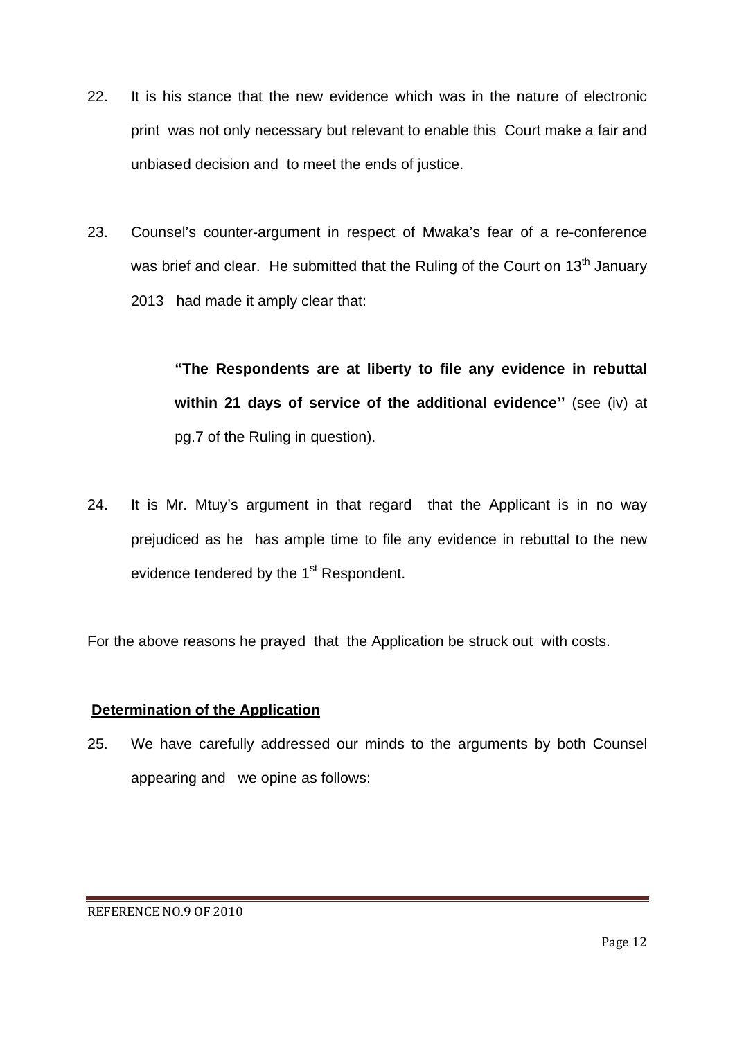22. It is his stance that the new evidence which was in the nature of electronic print was not only necessary but relevant to enable this Court make a fair and unbiased decision and to meet the ends of justice.

23. Counsel's counter-argument in respect of Mwaka's fear of a re-conference was brief and clear. He submitted that the Ruling of the Court on 13th January 2013 had made it amply clear that:

> **"The Respondents are at liberty to file any evidence in rebuttal within 21 days of service of the additional evidence''** (see (iv) at pg.7 of the Ruling in question).

24. It is Mr. Mtuy's argument in that regard that the Applicant is in no way prejudiced as he has ample time to file any evidence in rebuttal to the new evidence tendered by the 1st Respondent.

For the above reasons he prayed that the Application be struck out with costs.

**Determination of the Application**

25. We have carefully addressed our minds to the arguments by both Counsel appearing and we opine as follows: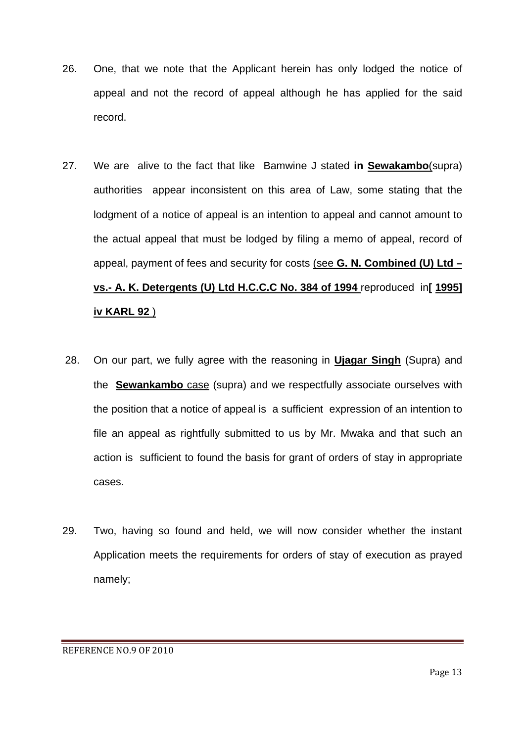26. One, that we note that the Applicant herein has only lodged the notice of appeal and not the record of appeal although he has applied for the said record.

27. We are alive to the fact that like Bamwine J stated **in** **<u>Sewakambo</u>**(supra) authorities appear inconsistent on this area of Law, some stating that the lodgment of a notice of appeal is an intention to appeal and cannot amount to the actual appeal that must be lodged by filing a memo of appeal, record of appeal, payment of fees and security for costs <u>(see **G. N. Combined (U) Ltd –vs.- A. K. Detergents (U) Ltd H.C.C.C No. 384 of 1994**</u> reproduced in**[ <u>1995] iv KARL 92</u>** )

28. On our part, we fully agree with the reasoning in **<u>Ujagar Singh</u>** (Supra) and the **<u>Sewankambo</u>** <u>case</u> (supra) and we respectfully associate ourselves with the position that a notice of appeal is a sufficient expression of an intention to file an appeal as rightfully submitted to us by Mr. Mwaka and that such an action is sufficient to found the basis for grant of orders of stay in appropriate cases.

29. Two, having so found and held, we will now consider whether the instant Application meets the requirements for orders of stay of execution as prayed namely;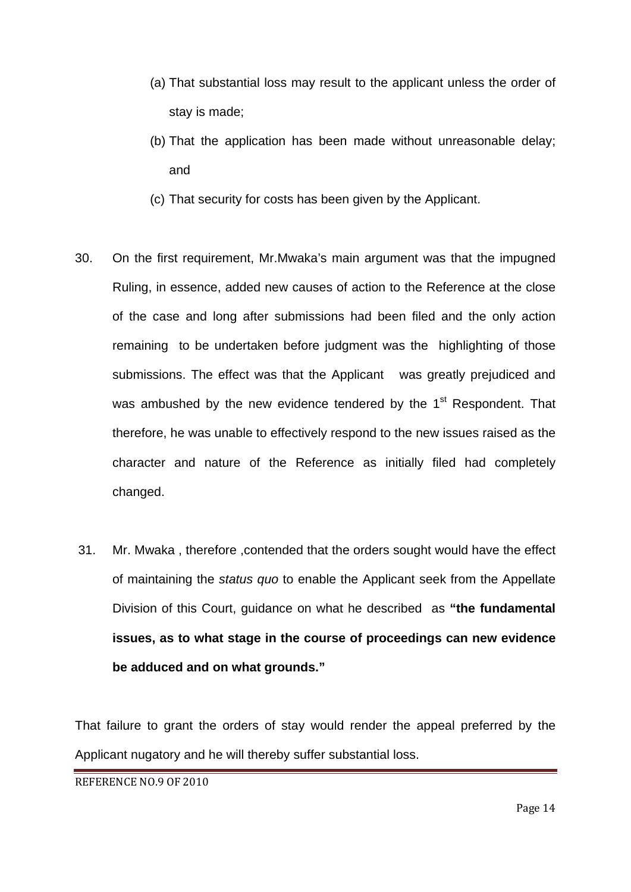(a) That substantial loss may result to the applicant unless the order of stay is made;

(b) That the application has been made without unreasonable delay; and

(c) That security for costs has been given by the Applicant.

30. On the first requirement, Mr.Mwaka's main argument was that the impugned Ruling, in essence, added new causes of action to the Reference at the close of the case and long after submissions had been filed and the only action remaining to be undertaken before judgment was the highlighting of those submissions. The effect was that the Applicant was greatly prejudiced and was ambushed by the new evidence tendered by the 1st Respondent. That therefore, he was unable to effectively respond to the new issues raised as the character and nature of the Reference as initially filed had completely changed.

31. Mr. Mwaka , therefore ,contended that the orders sought would have the effect of maintaining the *status quo* to enable the Applicant seek from the Appellate Division of this Court, guidance on what he described as **"the fundamental issues, as to what stage in the course of proceedings can new evidence be adduced and on what grounds."**

That failure to grant the orders of stay would render the appeal preferred by the Applicant nugatory and he will thereby suffer substantial loss.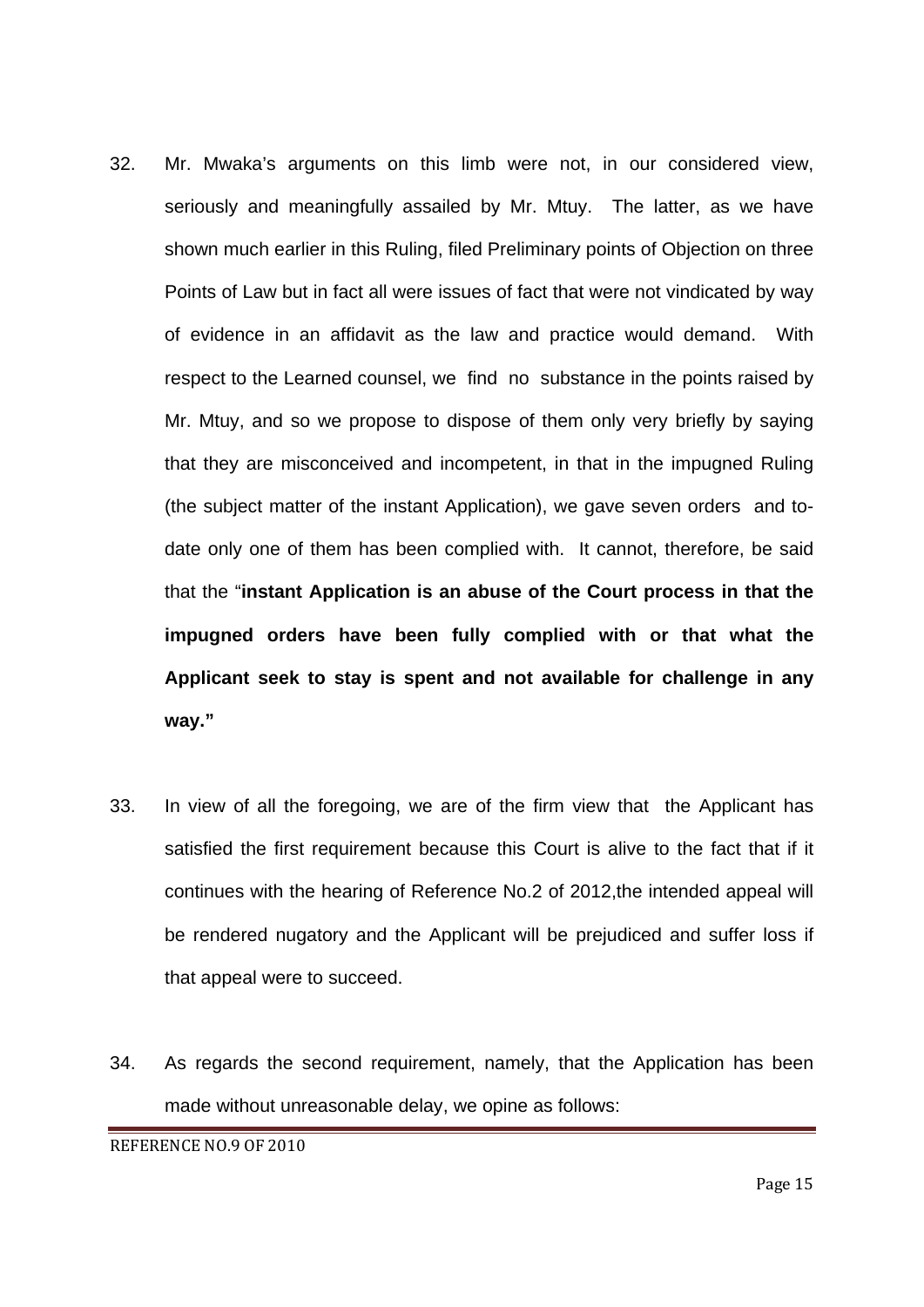32. Mr. Mwaka's arguments on this limb were not, in our considered view, seriously and meaningfully assailed by Mr. Mtuy. The latter, as we have shown much earlier in this Ruling, filed Preliminary points of Objection on three Points of Law but in fact all were issues of fact that were not vindicated by way of evidence in an affidavit as the law and practice would demand. With respect to the Learned counsel, we find no substance in the points raised by Mr. Mtuy, and so we propose to dispose of them only very briefly by saying that they are misconceived and incompetent, in that in the impugned Ruling (the subject matter of the instant Application), we gave seven orders and to-date only one of them has been complied with. It cannot, therefore, be said that the "**instant Application is an abuse of the Court process in that the impugned orders have been fully complied with or that what the Applicant seek to stay is spent and not available for challenge in any way."**

33. In view of all the foregoing, we are of the firm view that the Applicant has satisfied the first requirement because this Court is alive to the fact that if it continues with the hearing of Reference No.2 of 2012,the intended appeal will be rendered nugatory and the Applicant will be prejudiced and suffer loss if that appeal were to succeed.

34. As regards the second requirement, namely, that the Application has been made without unreasonable delay, we opine as follows: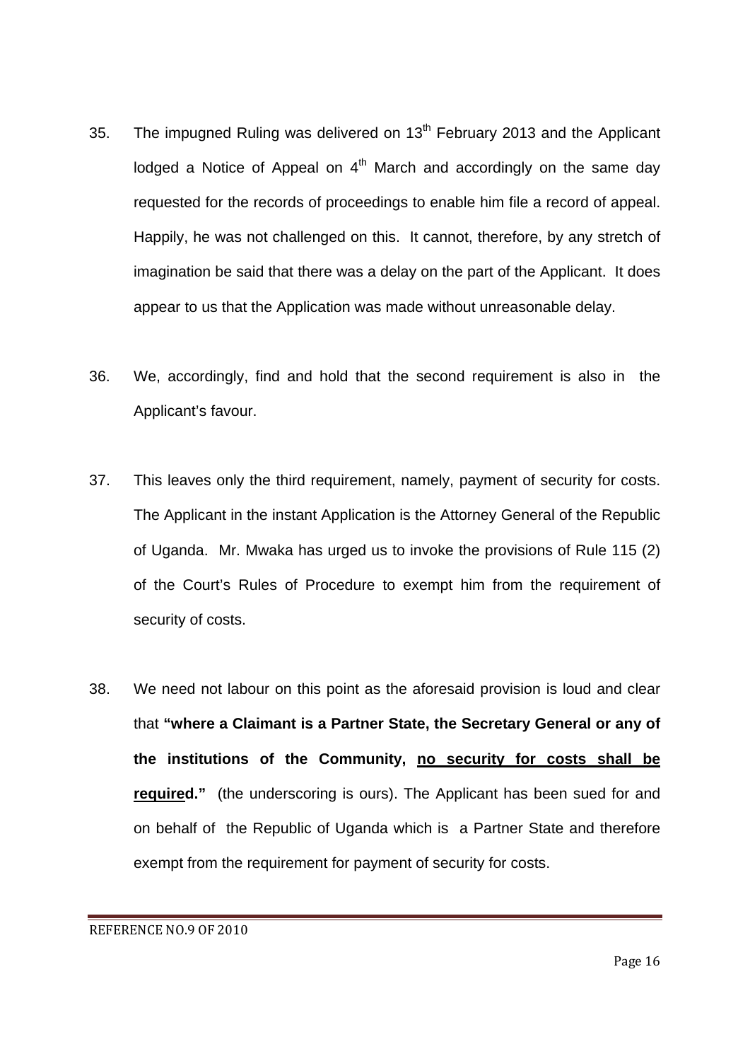35. The impugned Ruling was delivered on 13th February 2013 and the Applicant lodged a Notice of Appeal on 4th March and accordingly on the same day requested for the records of proceedings to enable him file a record of appeal. Happily, he was not challenged on this. It cannot, therefore, by any stretch of imagination be said that there was a delay on the part of the Applicant. It does appear to us that the Application was made without unreasonable delay.

36. We, accordingly, find and hold that the second requirement is also in the Applicant's favour.

37. This leaves only the third requirement, namely, payment of security for costs. The Applicant in the instant Application is the Attorney General of the Republic of Uganda. Mr. Mwaka has urged us to invoke the provisions of Rule 115 (2) of the Court's Rules of Procedure to exempt him from the requirement of security of costs.

38. We need not labour on this point as the aforesaid provision is loud and clear that **"where a Claimant is a Partner State, the Secretary General or any of the institutions of the Community, <u>no security for costs shall be require</u>d."** (the underscoring is ours). The Applicant has been sued for and on behalf of the Republic of Uganda which is a Partner State and therefore exempt from the requirement for payment of security for costs.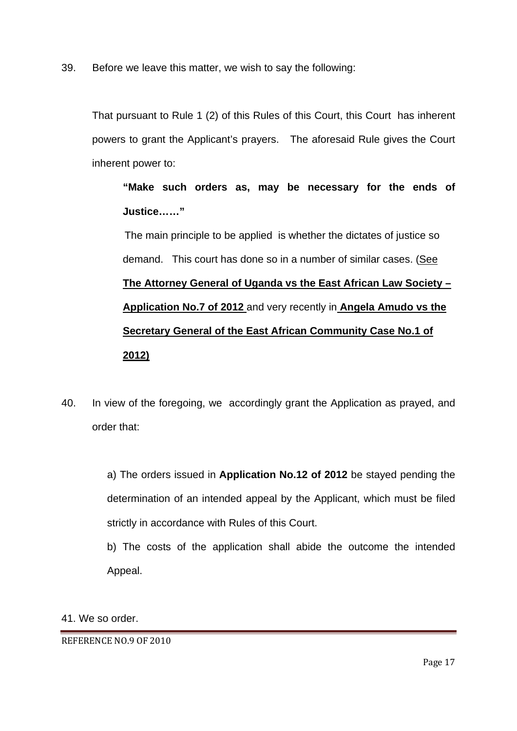39. Before we leave this matter, we wish to say the following:

That pursuant to Rule 1 (2) of this Rules of this Court, this Court has inherent powers to grant the Applicant's prayers. The aforesaid Rule gives the Court inherent power to:

> **"Make such orders as, may be necessary for the ends of Justice……"**
>
> The main principle to be applied is whether the dictates of justice so demand. This court has done so in a number of similar cases. (See **The Attorney General of Uganda vs the East African Law Society – Application No.7 of 2012** and very recently in **Angela Amudo vs the Secretary General of the East African Community Case No.1 of 2012)**

40. In view of the foregoing, we accordingly grant the Application as prayed, and order that:

a) The orders issued in **Application No.12 of 2012** be stayed pending the determination of an intended appeal by the Applicant, which must be filed strictly in accordance with Rules of this Court.

b) The costs of the application shall abide the outcome the intended Appeal.

41. We so order.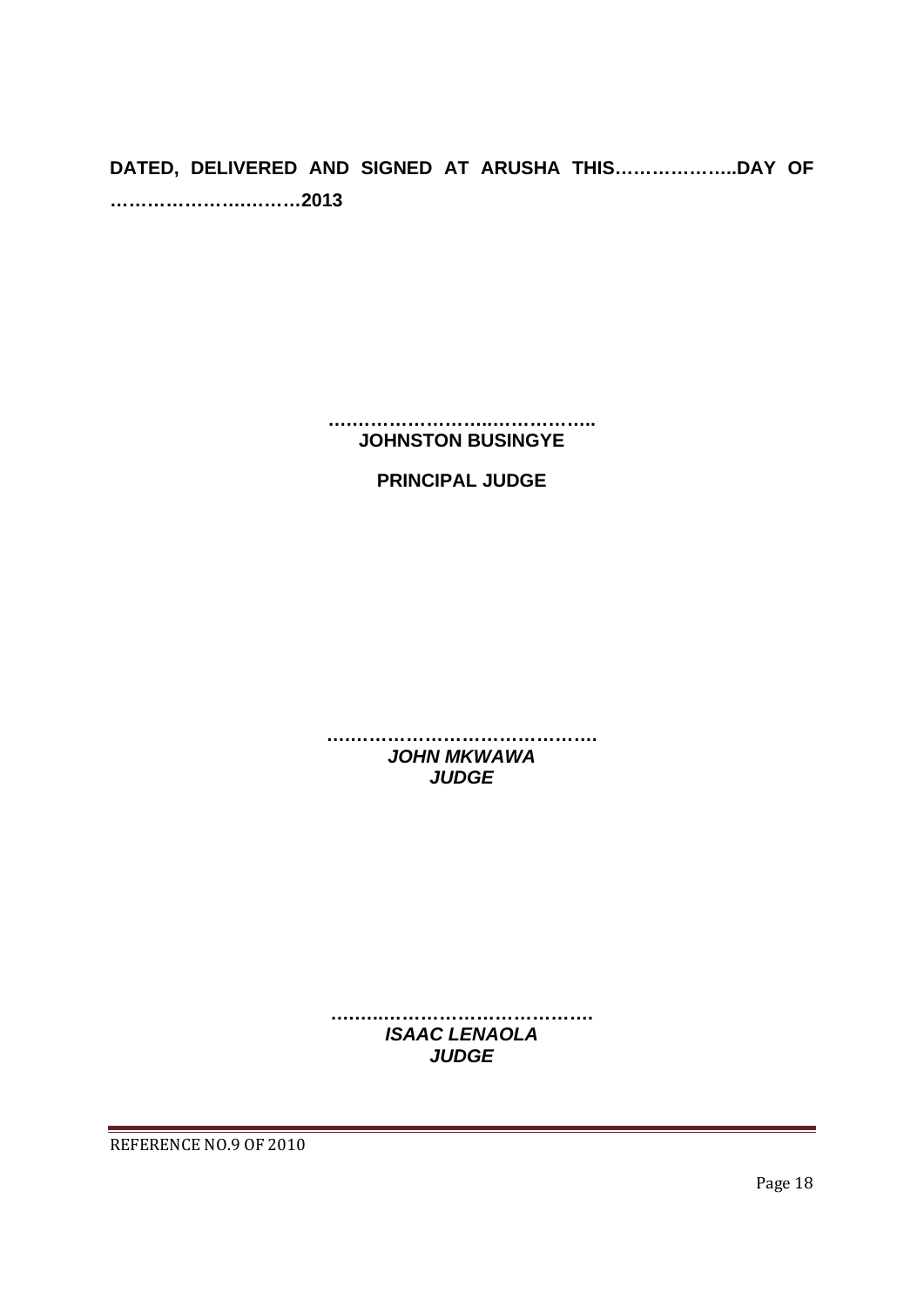**DATED, DELIVERED AND SIGNED AT ARUSHA THIS………………..DAY OF …………………….….…2013**

**……………………..…………..**
**JOHNSTON BUSINGYE**

**PRINCIPAL JUDGE**

**…….…………………………….**
***JOHN MKWAWA***
***JUDGE***

**……..…………………………….**
***ISAAC LENAOLA***
***JUDGE***